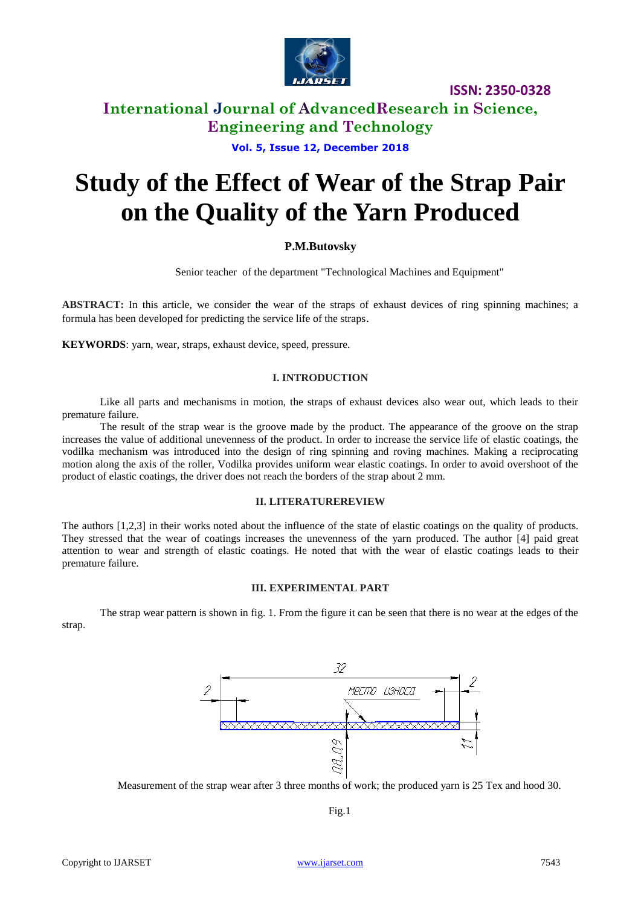# Study of the Effect of Wear of the Strap Pair on the Quality of the Yarn Produced

**P.M.Butovsky**

Senior teacher of the department "Technological Machines and Equipment"

**ABSTRACT:** In this article, we consider the wear of the straps of exhaust devices of ring spinning machines; a formula has been developed for predicting the service life of the straps.

**KEYWORDS**: yarn, wear, straps, exhaust device, speed, pressure.

## I. INTRODUCTION

Like all parts and mechanisms in motion, the straps of exhaust devices also wear out, which leads to their premature failure.

The result of the strap wear is the groove made by the product. The appearance of the groove on the strap increases the value of additional unevenness of the product. In order to increase the service life of elastic coatings, the vodilka mechanism was introduced into the design of ring spinning and roving machines. Making a reciprocating motion along the axis of the roller, Vodilka provides uniform wear elastic coatings. In order to avoid overshoot of the product of elastic coatings, the driver does not reach the borders of the strap about 2 mm.

## II. LITERATUREREVIEW

The authors [1,2,3] in their works noted about the influence of the state of elastic coatings on the quality of products. They stressed that the wear of coatings increases the unevenness of the yarn produced. The author [4] paid great attention to wear and strength of elastic coatings. He noted that with the wear of elastic coatings leads to their premature failure.

## III. EXPERIMENTAL PART

The strap wear pattern is shown in fig. 1. From the figure it can be seen that there is no wear at the edges of the strap.

Measurement of the strap wear after 3 three months of work; the produced yarn is 25 Tex and hood 30.

Fig.1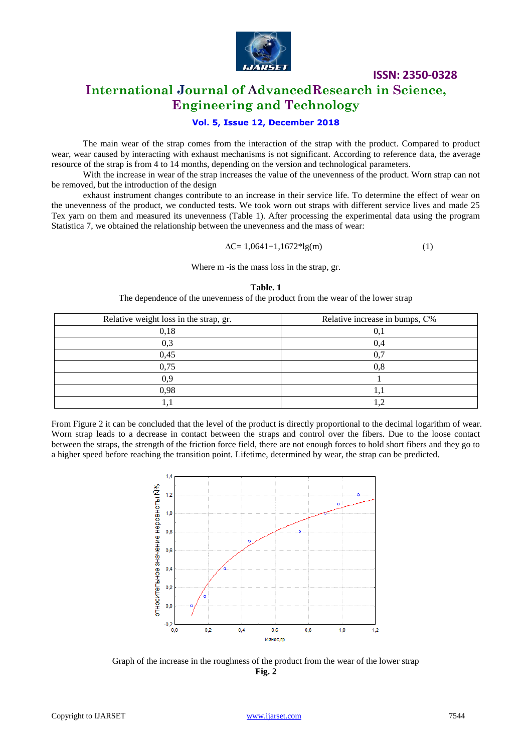The main wear of the strap comes from the interaction of the strap with the product. Compared to product wear, wear caused by interacting with exhaust mechanisms is not significant. According to reference data, the average resource of the strap is from 4 to 14 months, depending on the version and technological parameters.

With the increase in wear of the strap increases the value of the unevenness of the product. Worn strap can not be removed, but the introduction of the design

exhaust instrument changes contribute to an increase in their service life. To determine the effect of wear on the unevenness of the product, we conducted tests. We took worn out straps with different service lives and made 25 Tex yarn on them and measured its unevenness (Table 1). After processing the experimental data using the program Statistica 7, we obtained the relationship between the unevenness and the mass of wear:

$$\Delta C = 1{,}0641 + 1{,}1672 * \lg(m) \quad (1)$$

Where m -is the mass loss in the strap, gr.

**Table. 1**

The dependence of the unevenness of the product from the wear of the lower strap

| Relative weight loss in the strap, gr. | Relative increase in bumps, C% |
|---|---|
| 0,18 | 0,1 |
| 0,3 | 0,4 |
| 0,45 | 0,7 |
| 0,75 | 0,8 |
| 0,9 | 1 |
| 0,98 | 1,1 |
| 1,1 | 1,2 |

From Figure 2 it can be concluded that the level of the product is directly proportional to the decimal logarithm of wear. Worn strap leads to a decrease in contact between the straps and control over the fibers. Due to the loose contact between the straps, the strength of the friction force field, there are not enough forces to hold short fibers and they go to a higher speed before reaching the transition point. Lifetime, determined by wear, the strap can be predicted.

Graph of the increase in the roughness of the product from the wear of the lower strap

**Fig. 2**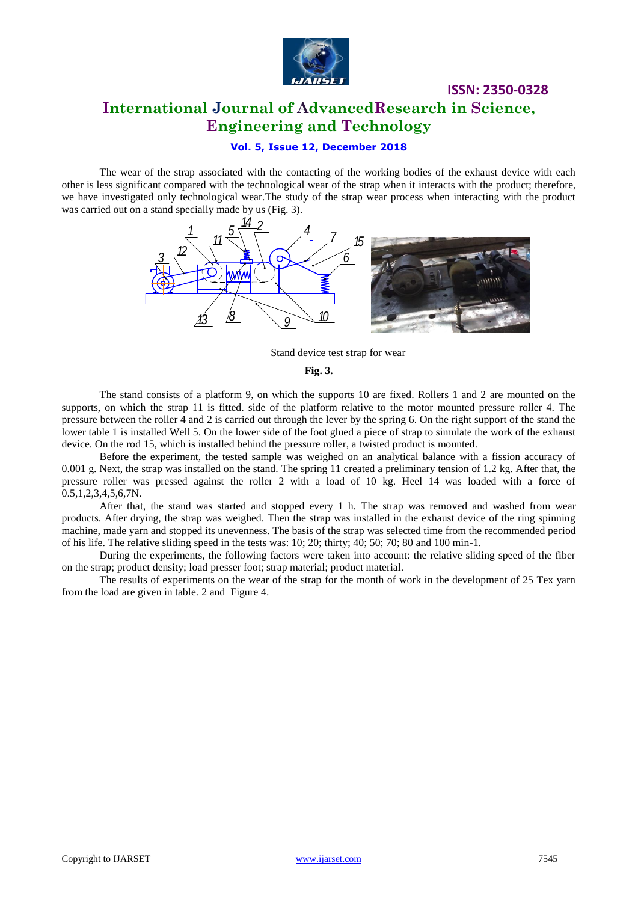The wear of the strap associated with the contacting of the working bodies of the exhaust device with each other is less significant compared with the technological wear of the strap when it interacts with the product; therefore, we have investigated only technological wear.The study of the strap wear process when interacting with the product was carried out on a stand specially made by us (Fig. 3).

Stand device test strap for wear

**Fig. 3.**

The stand consists of a platform 9, on which the supports 10 are fixed. Rollers 1 and 2 are mounted on the supports, on which the strap 11 is fitted. side of the platform relative to the motor mounted pressure roller 4. The pressure between the roller 4 and 2 is carried out through the lever by the spring 6. On the right support of the stand the lower table 1 is installed Well 5. On the lower side of the foot glued a piece of strap to simulate the work of the exhaust device. On the rod 15, which is installed behind the pressure roller, a twisted product is mounted.

Before the experiment, the tested sample was weighed on an analytical balance with a fission accuracy of 0.001 g. Next, the strap was installed on the stand. The spring 11 created a preliminary tension of 1.2 kg. After that, the pressure roller was pressed against the roller 2 with a load of 10 kg. Heel 14 was loaded with a force of 0.5,1,2,3,4,5,6,7N.

After that, the stand was started and stopped every 1 h. The strap was removed and washed from wear products. After drying, the strap was weighed. Then the strap was installed in the exhaust device of the ring spinning machine, made yarn and stopped its unevenness. The basis of the strap was selected time from the recommended period of his life. The relative sliding speed in the tests was: 10; 20; thirty; 40; 50; 70; 80 and 100 min-1.

During the experiments, the following factors were taken into account: the relative sliding speed of the fiber on the strap; product density; load presser foot; strap material; product material.

The results of experiments on the wear of the strap for the month of work in the development of 25 Tex yarn from the load are given in table. 2 and Figure 4.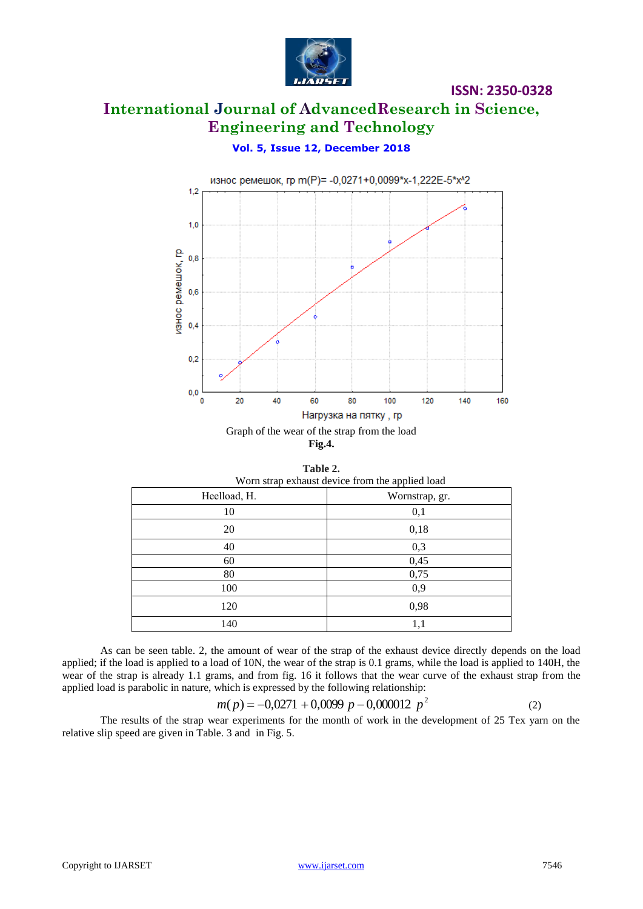Graph of the wear of the strap from the load

**Fig.4.**

**Table 2.**

Worn strap exhaust device from the applied load

| Heelload, H. | Wornstrap, gr. |
|---|---|
| 10 | 0,1 |
| 20 | 0,18 |
| 40 | 0,3 |
| 60 | 0,45 |
| 80 | 0,75 |
| 100 | 0,9 |
| 120 | 0,98 |
| 140 | 1,1 |

As can be seen table. 2, the amount of wear of the strap of the exhaust device directly depends on the load applied; if the load is applied to a load of 10N, the wear of the strap is 0.1 grams, while the load is applied to 140H, the wear of the strap is already 1.1 grams, and from fig. 16 it follows that the wear curve of the exhaust strap from the applied load is parabolic in nature, which is expressed by the following relationship:

$$m(p) = -0{,}0271 + 0{,}0099\ p - 0{,}000012\ p^2 \qquad (2)$$

The results of the strap wear experiments for the month of work in the development of 25 Tex yarn on the relative slip speed are given in Table. 3 and in Fig. 5.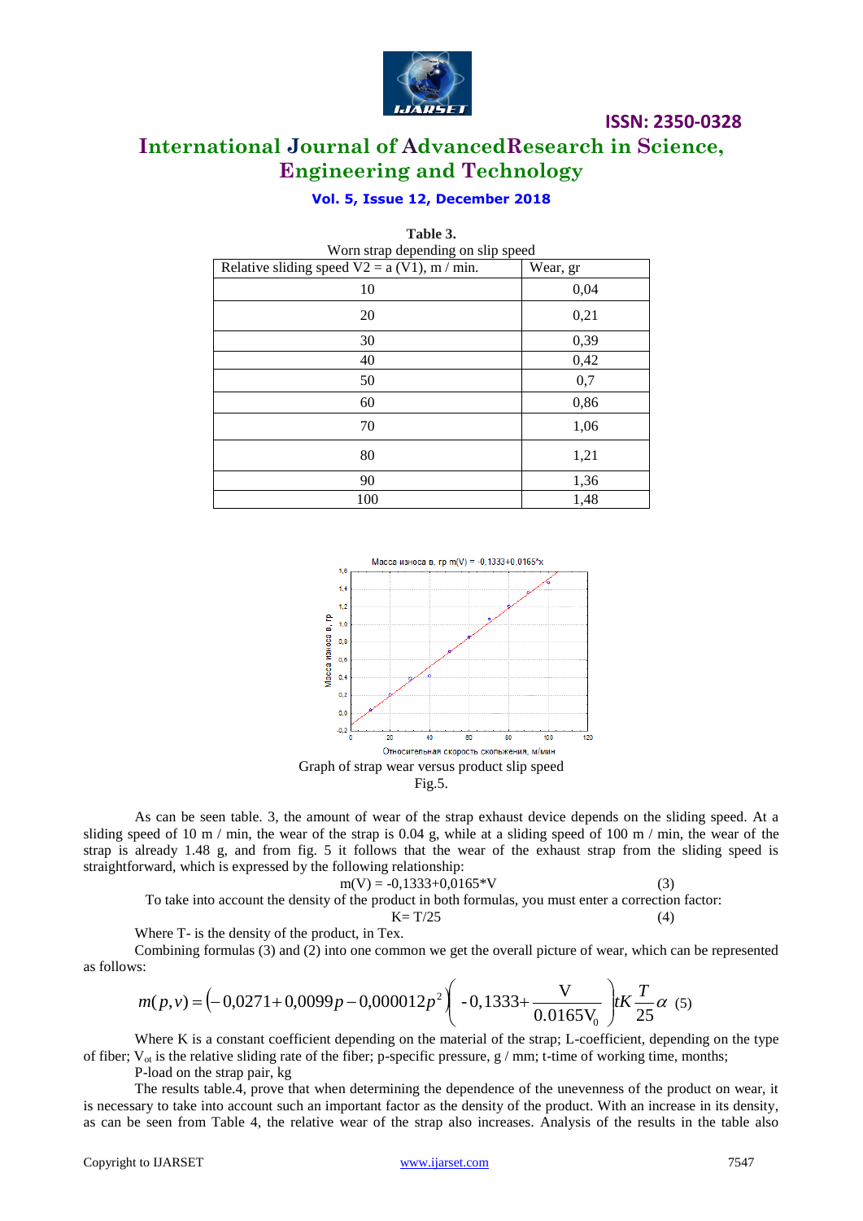**Table 3.**
Worn strap depending on slip speed

| Relative sliding speed V2 = a (V1), m / min. | Wear, gr |
|---|---|
| 10 | 0,04 |
| 20 | 0,21 |
| 30 | 0,39 |
| 40 | 0,42 |
| 50 | 0,7 |
| 60 | 0,86 |
| 70 | 1,06 |
| 80 | 1,21 |
| 90 | 1,36 |
| 100 | 1,48 |

Graph of strap wear versus product slip speed

Fig.5.

As can be seen table. 3, the amount of wear of the strap exhaust device depends on the sliding speed. At a sliding speed of 10 m / min, the wear of the strap is 0.04 g, while at a sliding speed of 100 m / min, the wear of the strap is already 1.48 g, and from fig. 5 it follows that the wear of the exhaust strap from the sliding speed is straightforward, which is expressed by the following relationship:

$$m(V) = -0{,}1333+0{,}0165*V \quad (3)$$

To take into account the density of the product in both formulas, you must enter a correction factor:

$$K= T/25 \quad (4)$$

Where T- is the density of the product, in Tex.

Combining formulas (3) and (2) into one common we get the overall picture of wear, which can be represented as follows:

$$m(p,v) = \left(-0{,}0271 + 0{,}0099p - 0{,}000012p^2\right)\left(-0{,}1333 + \frac{\mathrm{V}}{0.0165\mathrm{V}_0}\right)tK\frac{T}{25}\alpha \quad (5)$$

Where K is a constant coefficient depending on the material of the strap; L-coefficient, depending on the type of fiber; $V_{ot}$ is the relative sliding rate of the fiber; p-specific pressure, g / mm; t-time of working time, months;

P-load on the strap pair, kg

The results table.4, prove that when determining the dependence of the unevenness of the product on wear, it is necessary to take into account such an important factor as the density of the product. With an increase in its density, as can be seen from Table 4, the relative wear of the strap also increases. Analysis of the results in the table also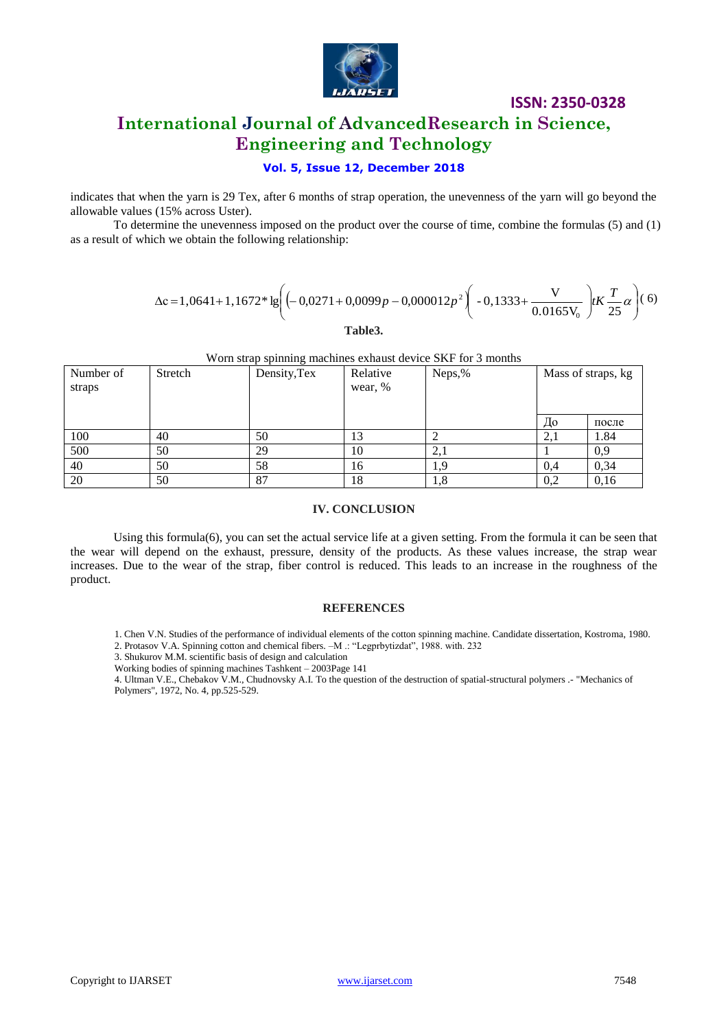indicates that when the yarn is 29 Tex, after 6 months of strap operation, the unevenness of the yarn will go beyond the allowable values (15% across Uster).

To determine the unevenness imposed on the product over the course of time, combine the formulas (5) and (1) as a result of which we obtain the following relationship:

$$\Delta c = 1{,}0641 + 1{,}1672 * \lg\left(\left(-0{,}0271 + 0{,}0099p - 0{,}000012p^2\right)\left(-0{,}1333 + \frac{V}{0.0165V_0}\right)tK\frac{T}{25}\alpha\right) \quad (6)$$

**Table3.**

Worn strap spinning machines exhaust device SKF for 3 months

| Number of straps | Stretch | Density,Tex | Relative wear, % | Neps,% | Mass of straps, kg | |
|---|---|---|---|---|---|---|
| | | | | | До | после |
| 100 | 40 | 50 | 13 | 2 | 2,1 | 1.84 |
| 500 | 50 | 29 | 10 | 2,1 | 1 | 0,9 |
| 40 | 50 | 58 | 16 | 1,9 | 0,4 | 0,34 |
| 20 | 50 | 87 | 18 | 1,8 | 0,2 | 0,16 |

## IV. CONCLUSION

Using this formula(6), you can set the actual service life at a given setting. From the formula it can be seen that the wear will depend on the exhaust, pressure, density of the products. As these values increase, the strap wear increases. Due to the wear of the strap, fiber control is reduced. This leads to an increase in the roughness of the product.

## REFERENCES

1. Chen V.N. Studies of the performance of individual elements of the cotton spinning machine. Candidate dissertation, Kostroma, 1980.
2. Protasov V.A. Spinning cotton and chemical fibers. –M .: "Legprbytizdat", 1988. with. 232
3. Shukurov M.M. scientific basis of design and calculation
Working bodies of spinning machines Tashkent – 2003Page 141
4. Ultman V.E., Chebakov V.M., Chudnovsky A.I. To the question of the destruction of spatial-structural polymers .- "Mechanics of Polymers", 1972, No. 4, pp.525-529.